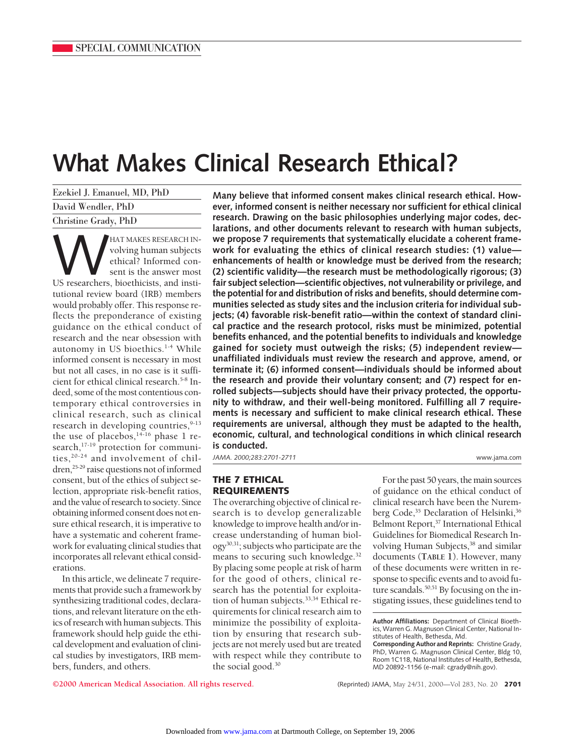SPECIAL COMMUNICATION

# What Makes Clinical Research Ethical?

Ezekiel J. Emanuel, MD, PhD

David Wendler, PhD

Christine Grady, PhD

**Many believe that informed consent makes clinical research ethical. However, informed consent is neither necessary nor sufficient for ethical clinical research. Drawing on the basic philosophies underlying major codes, declarations, and other documents relevant to research with human subjects, we propose 7 requirements that systematically elucidate a coherent framework for evaluating the ethics of clinical research studies: (1) value—enhancements of health or knowledge must be derived from the research; (2) scientific validity—the research must be methodologically rigorous; (3) fair subject selection—scientific objectives, not vulnerability or privilege, and the potential for and distribution of risks and benefits, should determine communities selected as study sites and the inclusion criteria for individual subjects; (4) favorable risk-benefit ratio—within the context of standard clinical practice and the research protocol, risks must be minimized, potential benefits enhanced, and the potential benefits to individuals and knowledge gained for society must outweigh the risks; (5) independent review—unaffiliated individuals must review the research and approve, amend, or terminate it; (6) informed consent—individuals should be informed about the research and provide their voluntary consent; and (7) respect for enrolled subjects—subjects should have their privacy protected, the opportunity to withdraw, and their well-being monitored. Fulfilling all 7 requirements is necessary and sufficient to make clinical research ethical. These requirements are universal, although they must be adapted to the health, economic, cultural, and technological conditions in which clinical research is conducted.**

*JAMA. 2000;283:2701-2711* www.jama.com

WHAT MAKES RESEARCH INvolving human subjects ethical? Informed consent is the answer most US researchers, bioethicists, and institutional review board (IRB) members would probably offer. This response reflects the preponderance of existing guidance on the ethical conduct of research and the near obsession with autonomy in US bioethics.[1-4] While informed consent is necessary in most but not all cases, in no case is it sufficient for ethical clinical research.[5-8] Indeed, some of the most contentious contemporary ethical controversies in clinical research, such as clinical research in developing countries,[9-13] the use of placebos,[14-16] phase 1 research,[17-19] protection for communities,[20-24] and involvement of children,[25-29] raise questions not of informed consent, but of the ethics of subject selection, appropriate risk-benefit ratios, and the value of research to society. Since obtaining informed consent does not ensure ethical research, it is imperative to have a systematic and coherent framework for evaluating clinical studies that incorporates all relevant ethical considerations.

In this article, we delineate 7 requirements that provide such a framework by synthesizing traditional codes, declarations, and relevant literature on the ethics of research with human subjects. This framework should help guide the ethical development and evaluation of clinical studies by investigators, IRB members, funders, and others.

## THE 7 ETHICAL REQUIREMENTS

The overarching objective of clinical research is to develop generalizable knowledge to improve health and/or increase understanding of human biology[30,31]; subjects who participate are the means to securing such knowledge.[32] By placing some people at risk of harm for the good of others, clinical research has the potential for exploitation of human subjects.[33,34] Ethical requirements for clinical research aim to minimize the possibility of exploitation by ensuring that research subjects are not merely used but are treated with respect while they contribute to the social good.[30]

For the past 50 years, the main sources of guidance on the ethical conduct of clinical research have been the Nuremberg Code,[35] Declaration of Helsinki,[36] Belmont Report,[37] International Ethical Guidelines for Biomedical Research Involving Human Subjects,[38] and similar documents (**TABLE 1**). However, many of these documents were written in response to specific events and to avoid future scandals.[50,51] By focusing on the instigating issues, these guidelines tend to

**Author Affiliations:** Department of Clinical Bioethics, Warren G. Magnuson Clinical Center, National Institutes of Health, Bethesda, Md.

**Corresponding Author and Reprints:** Christine Grady, PhD, Warren G. Magnuson Clinical Center, Bldg 10, Room 1C118, National Institutes of Health, Bethesda, MD 20892-1156 (e-mail: cgrady@nih.gov).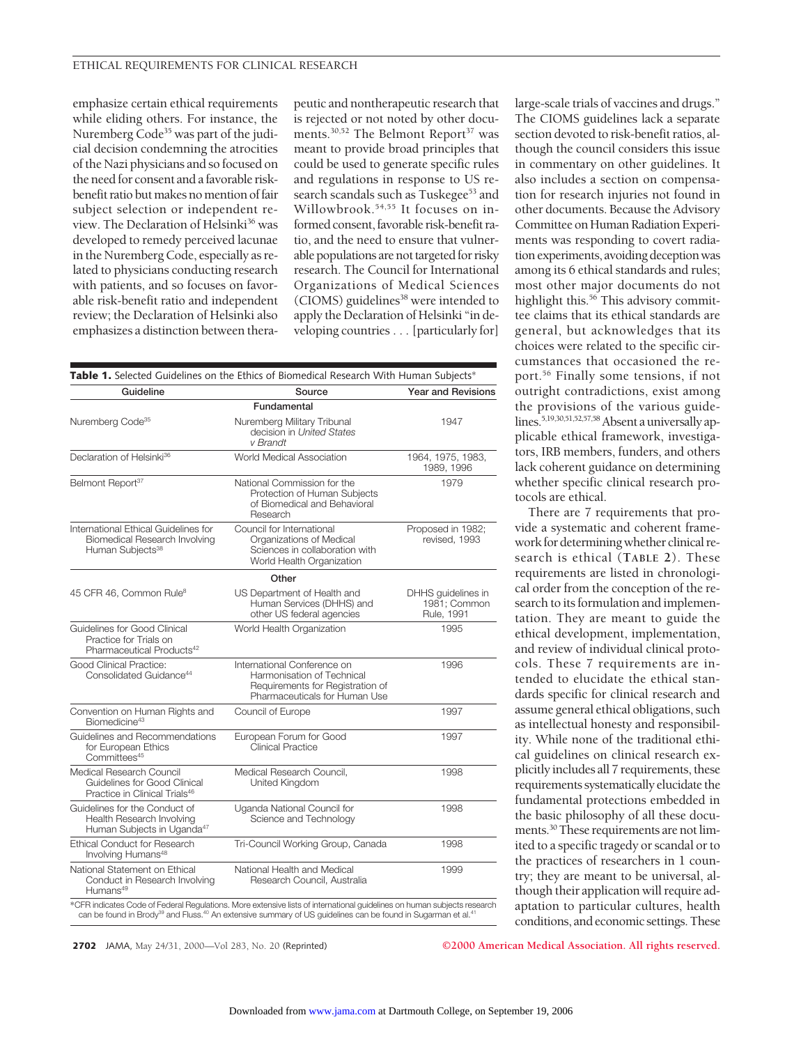emphasize certain ethical requirements while eliding others. For instance, the Nuremberg Code[35] was part of the judicial decision condemning the atrocities of the Nazi physicians and so focused on the need for consent and a favorable risk-benefit ratio but makes no mention of fair subject selection or independent review. The Declaration of Helsinki[36] was developed to remedy perceived lacunae in the Nuremberg Code, especially as related to physicians conducting research with patients, and so focuses on favorable risk-benefit ratio and independent review; the Declaration of Helsinki also emphasizes a distinction between therapeutic and nontherapeutic research that is rejected or not noted by other documents.[30,52] The Belmont Report[37] was meant to provide broad principles that could be used to generate specific rules and regulations in response to US research scandals such as Tuskegee[53] and Willowbrook.[54,55] It focuses on informed consent, favorable risk-benefit ratio, and the need to ensure that vulnerable populations are not targeted for risky research. The Council for International Organizations of Medical Sciences (CIOMS) guidelines[38] were intended to apply the Declaration of Helsinki "in developing countries . . . [particularly for] large-scale trials of vaccines and drugs." The CIOMS guidelines lack a separate section devoted to risk-benefit ratios, although the council considers this issue in commentary on other guidelines. It also includes a section on compensation for research injuries not found in other documents. Because the Advisory Committee on Human Radiation Experiments was responding to covert radiation experiments, avoiding deception was among its 6 ethical standards and rules; most other major documents do not highlight this.[56] This advisory committee claims that its ethical standards are general, but acknowledges that its choices were related to the specific circumstances that occasioned the report.[56] Finally some tensions, if not outright contradictions, exist among the provisions of the various guidelines.[5,19,30,51,52,57,58] Absent a universally applicable ethical framework, investigators, IRB members, funders, and others lack coherent guidance on determining whether specific clinical research protocols are ethical.

**Table 1.** Selected Guidelines on the Ethics of Biomedical Research With Human Subjects*

| Guideline | Source | Year and Revisions |
|---|---|---|
| **Fundamental** | | |
| Nuremberg Code[35] | Nuremberg Military Tribunal decision in *United States v Brandt* | 1947 |
| Declaration of Helsinki[36] | World Medical Association | 1964, 1975, 1983, 1989, 1996 |
| Belmont Report[37] | National Commission for the Protection of Human Subjects of Biomedical and Behavioral Research | 1979 |
| International Ethical Guidelines for Biomedical Research Involving Human Subjects[38] | Council for International Organizations of Medical Sciences in collaboration with World Health Organization | Proposed in 1982; revised, 1993 |
| **Other** | | |
| 45 CFR 46, Common Rule[8] | US Department of Health and Human Services (DHHS) and other US federal agencies | DHHS guidelines in 1981; Common Rule, 1991 |
| Guidelines for Good Clinical Practice for Trials on Pharmaceutical Products[42] | World Health Organization | 1995 |
| Good Clinical Practice: Consolidated Guidance[44] | International Conference on Harmonisation of Technical Requirements for Registration of Pharmaceuticals for Human Use | 1996 |
| Convention on Human Rights and Biomedicine[43] | Council of Europe | 1997 |
| Guidelines and Recommendations for European Ethics Committees[45] | European Forum for Good Clinical Practice | 1997 |
| Medical Research Council Guidelines for Good Clinical Practice in Clinical Trials[46] | Medical Research Council, United Kingdom | 1998 |
| Guidelines for the Conduct of Health Research Involving Human Subjects in Uganda[47] | Uganda National Council for Science and Technology | 1998 |
| Ethical Conduct for Research Involving Humans[48] | Tri-Council Working Group, Canada | 1998 |
| National Statement on Ethical Conduct in Research Involving Humans[49] | National Health and Medical Research Council, Australia | 1999 |

*CFR indicates Code of Federal Regulations. More extensive lists of international guidelines on human subjects research can be found in Brody[39] and Fluss.[40] An extensive summary of US guidelines can be found in Sugarman et al.[41]

There are 7 requirements that provide a systematic and coherent framework for determining whether clinical research is ethical (**TABLE 2**). These requirements are listed in chronological order from the conception of the research to its formulation and implementation. They are meant to guide the ethical development, implementation, and review of individual clinical protocols. These 7 requirements are intended to elucidate the ethical standards specific for clinical research and assume general ethical obligations, such as intellectual honesty and responsibility. While none of the traditional ethical guidelines on clinical research explicitly includes all 7 requirements, these requirements systematically elucidate the fundamental protections embedded in the basic philosophy of all these documents.[30] These requirements are not limited to a specific tragedy or scandal or to the practices of researchers in 1 country; they are meant to be universal, although their application will require adaptation to particular cultures, health conditions, and economic settings. These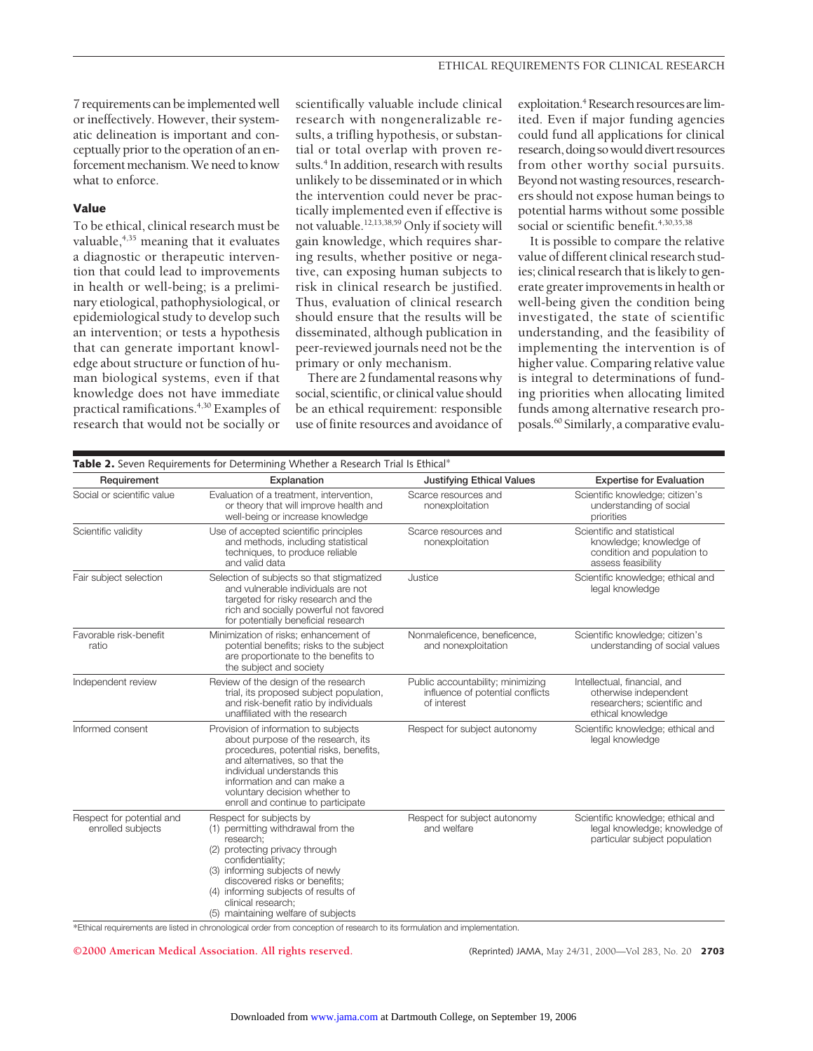7 requirements can be implemented well or ineffectively. However, their systematic delineation is important and conceptually prior to the operation of an enforcement mechanism. We need to know what to enforce.

### Value

To be ethical, clinical research must be valuable,[4,35] meaning that it evaluates a diagnostic or therapeutic intervention that could lead to improvements in health or well-being; is a preliminary etiological, pathophysiological, or epidemiological study to develop such an intervention; or tests a hypothesis that can generate important knowledge about structure or function of human biological systems, even if that knowledge does not have immediate practical ramifications.[4,30] Examples of research that would not be socially or scientifically valuable include clinical research with nongeneralizable results, a trifling hypothesis, or substantial or total overlap with proven results.[4] In addition, research with results unlikely to be disseminated or in which the intervention could never be practically implemented even if effective is not valuable.[12,13,38,59] Only if society will gain knowledge, which requires sharing results, whether positive or negative, can exposing human subjects to risk in clinical research be justified. Thus, evaluation of clinical research should ensure that the results will be disseminated, although publication in peer-reviewed journals need not be the primary or only mechanism.

There are 2 fundamental reasons why social, scientific, or clinical value should be an ethical requirement: responsible use of finite resources and avoidance of exploitation.[4] Research resources are limited. Even if major funding agencies could fund all applications for clinical research, doing so would divert resources from other worthy social pursuits. Beyond not wasting resources, researchers should not expose human beings to potential harms without some possible social or scientific benefit.[4,30,35,38]

It is possible to compare the relative value of different clinical research studies; clinical research that is likely to generate greater improvements in health or well-being given the condition being investigated, the state of scientific understanding, and the feasibility of implementing the intervention is of higher value. Comparing relative value is integral to determinations of funding priorities when allocating limited funds among alternative research proposals.[60] Similarly, a comparative evalu-

**Table 2.** Seven Requirements for Determining Whether a Research Trial Is Ethical*

| Requirement | Explanation | Justifying Ethical Values | Expertise for Evaluation |
|---|---|---|---|
| Social or scientific value | Evaluation of a treatment, intervention, or theory that will improve health and well-being or increase knowledge | Scarce resources and nonexploitation | Scientific knowledge; citizen's understanding of social priorities |
| Scientific validity | Use of accepted scientific principles and methods, including statistical techniques, to produce reliable and valid data | Scarce resources and nonexploitation | Scientific and statistical knowledge; knowledge of condition and population to assess feasibility |
| Fair subject selection | Selection of subjects so that stigmatized and vulnerable individuals are not targeted for risky research and the rich and socially powerful not favored for potentially beneficial research | Justice | Scientific knowledge; ethical and legal knowledge |
| Favorable risk-benefit ratio | Minimization of risks; enhancement of potential benefits; risks to the subject are proportionate to the benefits to the subject and society | Nonmaleficence, beneficence, and nonexploitation | Scientific knowledge; citizen's understanding of social values |
| Independent review | Review of the design of the research trial, its proposed subject population, and risk-benefit ratio by individuals unaffiliated with the research | Public accountability; minimizing influence of potential conflicts of interest | Intellectual, financial, and otherwise independent researchers; scientific and ethical knowledge |
| Informed consent | Provision of information to subjects about purpose of the research, its procedures, potential risks, benefits, and alternatives, so that the individual understands this information and can make a voluntary decision whether to enroll and continue to participate | Respect for subject autonomy | Scientific knowledge; ethical and legal knowledge |
| Respect for potential and enrolled subjects | Respect for subjects by (1) permitting withdrawal from the research; (2) protecting privacy through confidentiality; (3) informing subjects of newly discovered risks or benefits; (4) informing subjects of results of clinical research; (5) maintaining welfare of subjects | Respect for subject autonomy and welfare | Scientific knowledge; ethical and legal knowledge; knowledge of particular subject population |

*Ethical requirements are listed in chronological order from conception of research to its formulation and implementation.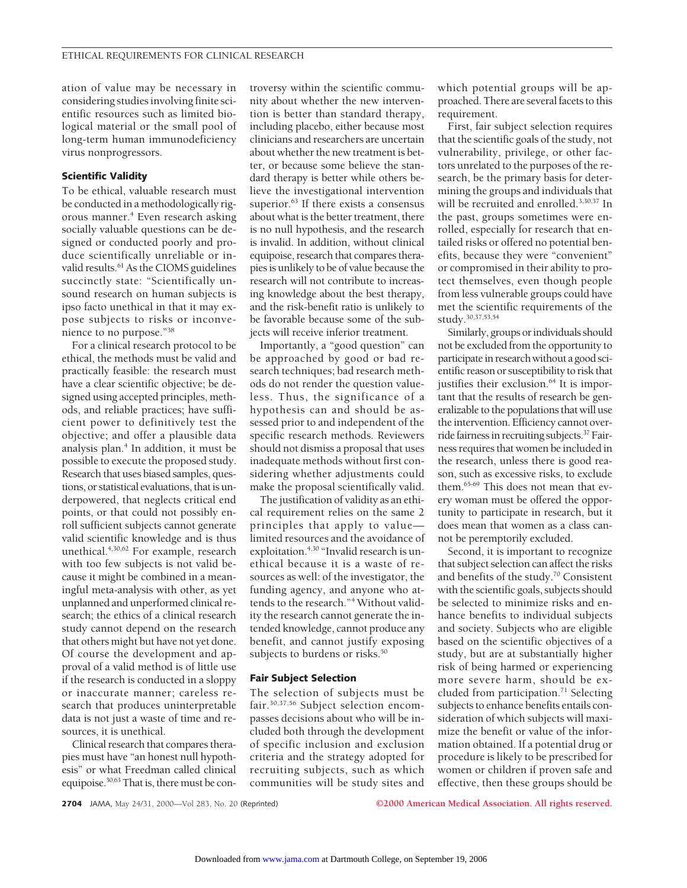ation of value may be necessary in considering studies involving finite scientific resources such as limited biological material or the small pool of long-term human immunodeficiency virus nonprogressors.

### Scientific Validity

To be ethical, valuable research must be conducted in a methodologically rigorous manner.[4] Even research asking socially valuable questions can be designed or conducted poorly and produce scientifically unreliable or invalid results.[61] As the CIOMS guidelines succinctly state: "Scientifically unsound research on human subjects is ipso facto unethical in that it may expose subjects to risks or inconvenience to no purpose."[38]

For a clinical research protocol to be ethical, the methods must be valid and practically feasible: the research must have a clear scientific objective; be designed using accepted principles, methods, and reliable practices; have sufficient power to definitively test the objective; and offer a plausible data analysis plan.[4] In addition, it must be possible to execute the proposed study. Research that uses biased samples, questions, or statistical evaluations, that is underpowered, that neglects critical end points, or that could not possibly enroll sufficient subjects cannot generate valid scientific knowledge and is thus unethical.[4,30,62] For example, research with too few subjects is not valid because it might be combined in a meaningful meta-analysis with other, as yet unplanned and unperformed clinical research; the ethics of a clinical research study cannot depend on the research that others might but have not yet done. Of course the development and approval of a valid method is of little use if the research is conducted in a sloppy or inaccurate manner; careless research that produces uninterpretable data is not just a waste of time and resources, it is unethical.

Clinical research that compares therapies must have "an honest null hypothesis" or what Freedman called clinical equipoise.[30,63] That is, there must be controversy within the scientific community about whether the new intervention is better than standard therapy, including placebo, either because most clinicians and researchers are uncertain about whether the new treatment is better, or because some believe the standard therapy is better while others believe the investigational intervention superior.[63] If there exists a consensus about what is the better treatment, there is no null hypothesis, and the research is invalid. In addition, without clinical equipoise, research that compares therapies is unlikely to be of value because the research will not contribute to increasing knowledge about the best therapy, and the risk-benefit ratio is unlikely to be favorable because some of the subjects will receive inferior treatment.

Importantly, a "good question" can be approached by good or bad research techniques; bad research methods do not render the question valueless. Thus, the significance of a hypothesis can and should be assessed prior to and independent of the specific research methods. Reviewers should not dismiss a proposal that uses inadequate methods without first considering whether adjustments could make the proposal scientifically valid.

The justification of validity as an ethical requirement relies on the same 2 principles that apply to value—limited resources and the avoidance of exploitation.[4,30] "Invalid research is unethical because it is a waste of resources as well: of the investigator, the funding agency, and anyone who attends to the research."[4] Without validity the research cannot generate the intended knowledge, cannot produce any benefit, and cannot justify exposing subjects to burdens or risks.[50]

### Fair Subject Selection

The selection of subjects must be fair.[30,37,56] Subject selection encompasses decisions about who will be included both through the development of specific inclusion and exclusion criteria and the strategy adopted for recruiting subjects, such as which communities will be study sites and which potential groups will be approached. There are several facets to this requirement.

First, fair subject selection requires that the scientific goals of the study, not vulnerability, privilege, or other factors unrelated to the purposes of the research, be the primary basis for determining the groups and individuals that will be recruited and enrolled.[3,30,37] In the past, groups sometimes were enrolled, especially for research that entailed risks or offered no potential benefits, because they were "convenient" or compromised in their ability to protect themselves, even though people from less vulnerable groups could have met the scientific requirements of the study.[30,37,53,54]

Similarly, groups or individuals should not be excluded from the opportunity to participate in research without a good scientific reason or susceptibility to risk that justifies their exclusion.[64] It is important that the results of research be generalizable to the populations that will use the intervention. Efficiency cannot override fairness in recruiting subjects.[37] Fairness requires that women be included in the research, unless there is good reason, such as excessive risks, to exclude them.[65-69] This does not mean that every woman must be offered the opportunity to participate in research, but it does mean that women as a class cannot be peremptorily excluded.

Second, it is important to recognize that subject selection can affect the risks and benefits of the study.[70] Consistent with the scientific goals, subjects should be selected to minimize risks and enhance benefits to individual subjects and society. Subjects who are eligible based on the scientific objectives of a study, but are at substantially higher risk of being harmed or experiencing more severe harm, should be excluded from participation.[71] Selecting subjects to enhance benefits entails consideration of which subjects will maximize the benefit or value of the information obtained. If a potential drug or procedure is likely to be prescribed for women or children if proven safe and effective, then these groups should be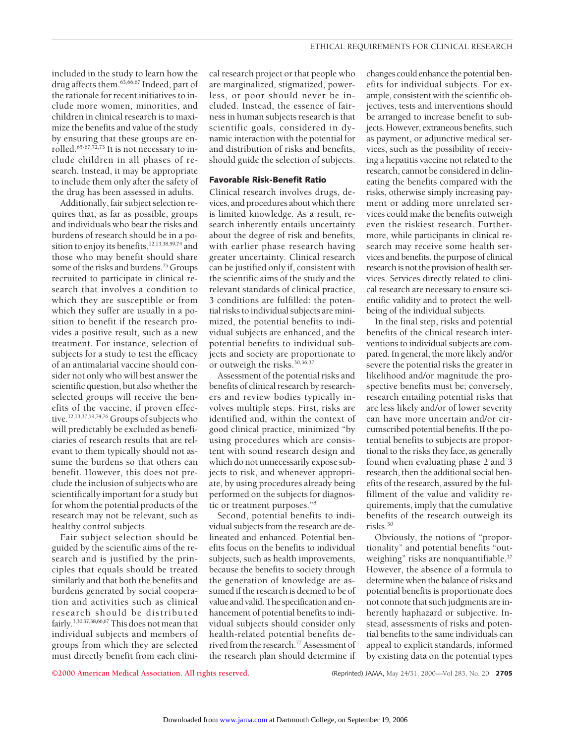included in the study to learn how the drug affects them.[63,66,67] Indeed, part of the rationale for recent initiatives to include more women, minorities, and children in clinical research is to maximize the benefits and value of the study by ensuring that these groups are enrolled.[65-67,72,73] It is not necessary to include children in all phases of research. Instead, it may be appropriate to include them only after the safety of the drug has been assessed in adults.

Additionally, fair subject selection requires that, as far as possible, groups and individuals who bear the risks and burdens of research should be in a position to enjoy its benefits,[12,13,38,59,74] and those who may benefit should share some of the risks and burdens.[75] Groups recruited to participate in clinical research that involves a condition to which they are susceptible or from which they suffer are usually in a position to benefit if the research provides a positive result, such as a new treatment. For instance, selection of subjects for a study to test the efficacy of an antimalarial vaccine should consider not only who will best answer the scientific question, but also whether the selected groups will receive the benefits of the vaccine, if proven effective.[12,13,37,59,74,76] Groups of subjects who will predictably be excluded as beneficiaries of research results that are relevant to them typically should not assume the burdens so that others can benefit. However, this does not preclude the inclusion of subjects who are scientifically important for a study but for whom the potential products of the research may not be relevant, such as healthy control subjects.

Fair subject selection should be guided by the scientific aims of the research and is justified by the principles that equals should be treated similarly and that both the benefits and burdens generated by social cooperation and activities such as clinical research should be distributed fairly.[3,30,37,38,66,67] This does not mean that individual subjects and members of groups from which they are selected must directly benefit from each clinical research project or that people who are marginalized, stigmatized, powerless, or poor should never be included. Instead, the essence of fairness in human subjects research is that scientific goals, considered in dynamic interaction with the potential for and distribution of risks and benefits, should guide the selection of subjects.

### Favorable Risk-Benefit Ratio

Clinical research involves drugs, devices, and procedures about which there is limited knowledge. As a result, research inherently entails uncertainty about the degree of risk and benefits, with earlier phase research having greater uncertainty. Clinical research can be justified only if, consistent with the scientific aims of the study and the relevant standards of clinical practice, 3 conditions are fulfilled: the potential risks to individual subjects are minimized, the potential benefits to individual subjects are enhanced, and the potential benefits to individual subjects and society are proportionate to or outweigh the risks.[30,36,37]

Assessment of the potential risks and benefits of clinical research by researchers and review bodies typically involves multiple steps. First, risks are identified and, within the context of good clinical practice, minimized "by using procedures which are consistent with sound research design and which do not unnecessarily expose subjects to risk, and whenever appropriate, by using procedures already being performed on the subjects for diagnostic or treatment purposes."[8]

Second, potential benefits to individual subjects from the research are delineated and enhanced. Potential benefits focus on the benefits to individual subjects, such as health improvements, because the benefits to society through the generation of knowledge are assumed if the research is deemed to be of value and valid. The specification and enhancement of potential benefits to individual subjects should consider only health-related potential benefits derived from the research.[77] Assessment of the research plan should determine if changes could enhance the potential benefits for individual subjects. For example, consistent with the scientific objectives, tests and interventions should be arranged to increase benefit to subjects. However, extraneous benefits, such as payment, or adjunctive medical services, such as the possibility of receiving a hepatitis vaccine not related to the research, cannot be considered in delineating the benefits compared with the risks, otherwise simply increasing payment or adding more unrelated services could make the benefits outweigh even the riskiest research. Furthermore, while participants in clinical research may receive some health services and benefits, the purpose of clinical research is not the provision of health services. Services directly related to clinical research are necessary to ensure scientific validity and to protect the well-being of the individual subjects.

In the final step, risks and potential benefits of the clinical research interventions to individual subjects are compared. In general, the more likely and/or severe the potential risks the greater in likelihood and/or magnitude the prospective benefits must be; conversely, research entailing potential risks that are less likely and/or of lower severity can have more uncertain and/or circumscribed potential benefits. If the potential benefits to subjects are proportional to the risks they face, as generally found when evaluating phase 2 and 3 research, then the additional social benefits of the research, assured by the fulfillment of the value and validity requirements, imply that the cumulative benefits of the research outweigh its risks.[30]

Obviously, the notions of "proportionality" and potential benefits "outweighing" risks are nonquantifiable.[37] However, the absence of a formula to determine when the balance of risks and potential benefits is proportionate does not connote that such judgments are inherently haphazard or subjective. Instead, assessments of risks and potential benefits to the same individuals can appeal to explicit standards, informed by existing data on the potential types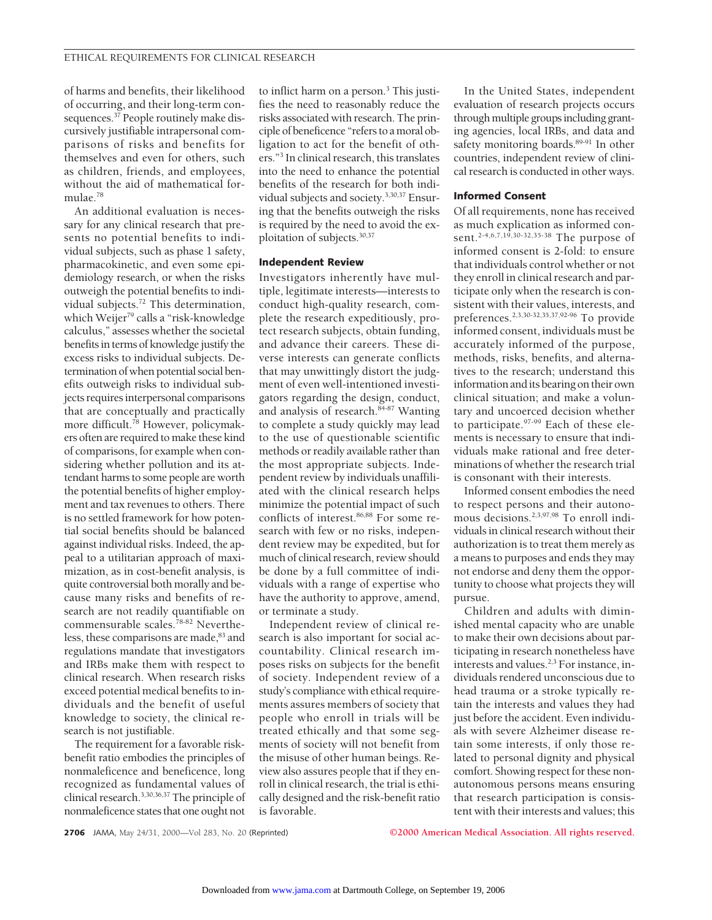of harms and benefits, their likelihood of occurring, and their long-term consequences.[37] People routinely make discursively justifiable intrapersonal comparisons of risks and benefits for themselves and even for others, such as children, friends, and employees, without the aid of mathematical formulae.[78]

An additional evaluation is necessary for any clinical research that presents no potential benefits to individual subjects, such as phase 1 safety, pharmacokinetic, and even some epidemiology research, or when the risks outweigh the potential benefits to individual subjects.[72] This determination, which Weijer[79] calls a "risk-knowledge calculus," assesses whether the societal benefits in terms of knowledge justify the excess risks to individual subjects. Determination of when potential social benefits outweigh risks to individual subjects requires interpersonal comparisons that are conceptually and practically more difficult.[78] However, policymakers often are required to make these kind of comparisons, for example when considering whether pollution and its attendant harms to some people are worth the potential benefits of higher employment and tax revenues to others. There is no settled framework for how potential social benefits should be balanced against individual risks. Indeed, the appeal to a utilitarian approach of maximization, as in cost-benefit analysis, is quite controversial both morally and because many risks and benefits of research are not readily quantifiable on commensurable scales.[78-82] Nevertheless, these comparisons are made,[83] and regulations mandate that investigators and IRBs make them with respect to clinical research. When research risks exceed potential medical benefits to individuals and the benefit of useful knowledge to society, the clinical research is not justifiable.

The requirement for a favorable risk-benefit ratio embodies the principles of nonmaleficence and beneficence, long recognized as fundamental values of clinical research.[3,30,36,37] The principle of nonmaleficence states that one ought not to inflict harm on a person.[3] This justifies the need to reasonably reduce the risks associated with research. The principle of beneficence "refers to a moral obligation to act for the benefit of others."[3] In clinical research, this translates into the need to enhance the potential benefits of the research for both individual subjects and society.[3,30,37] Ensuring that the benefits outweigh the risks is required by the need to avoid the exploitation of subjects.[30,37]

### Independent Review

Investigators inherently have multiple, legitimate interests—interests to conduct high-quality research, complete the research expeditiously, protect research subjects, obtain funding, and advance their careers. These diverse interests can generate conflicts that may unwittingly distort the judgment of even well-intentioned investigators regarding the design, conduct, and analysis of research.[84-87] Wanting to complete a study quickly may lead to the use of questionable scientific methods or readily available rather than the most appropriate subjects. Independent review by individuals unaffiliated with the clinical research helps minimize the potential impact of such conflicts of interest.[86,88] For some research with few or no risks, independent review may be expedited, but for much of clinical research, review should be done by a full committee of individuals with a range of expertise who have the authority to approve, amend, or terminate a study.

Independent review of clinical research is also important for social accountability. Clinical research imposes risks on subjects for the benefit of society. Independent review of a study's compliance with ethical requirements assures members of society that people who enroll in trials will be treated ethically and that some segments of society will not benefit from the misuse of other human beings. Review also assures people that if they enroll in clinical research, the trial is ethically designed and the risk-benefit ratio is favorable.

In the United States, independent evaluation of research projects occurs through multiple groups including granting agencies, local IRBs, and data and safety monitoring boards.[89-91] In other countries, independent review of clinical research is conducted in other ways.

### Informed Consent

Of all requirements, none has received as much explication as informed consent.[2-4,6,7,19,30-32,35-38] The purpose of informed consent is 2-fold: to ensure that individuals control whether or not they enroll in clinical research and participate only when the research is consistent with their values, interests, and preferences.[2,3,30-32,35,37,92-96] To provide informed consent, individuals must be accurately informed of the purpose, methods, risks, benefits, and alternatives to the research; understand this information and its bearing on their own clinical situation; and make a voluntary and uncoerced decision whether to participate.[97-99] Each of these elements is necessary to ensure that individuals make rational and free determinations of whether the research trial is consonant with their interests.

Informed consent embodies the need to respect persons and their autonomous decisions.[2,3,97,98] To enroll individuals in clinical research without their authorization is to treat them merely as a means to purposes and ends they may not endorse and deny them the opportunity to choose what projects they will pursue.

Children and adults with diminished mental capacity who are unable to make their own decisions about participating in research nonetheless have interests and values.[2,3] For instance, individuals rendered unconscious due to head trauma or a stroke typically retain the interests and values they had just before the accident. Even individuals with severe Alzheimer disease retain some interests, if only those related to personal dignity and physical comfort. Showing respect for these nonautonomous persons means ensuring that research participation is consistent with their interests and values; this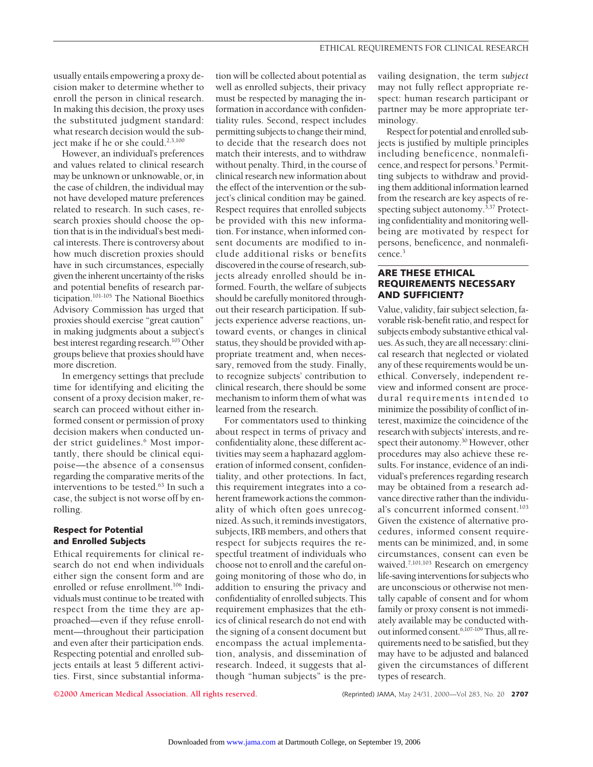usually entails empowering a proxy decision maker to determine whether to enroll the person in clinical research. In making this decision, the proxy uses the substituted judgment standard: what research decision would the subject make if he or she could.[2,3,100]

However, an individual's preferences and values related to clinical research may be unknown or unknowable, or, in the case of children, the individual may not have developed mature preferences related to research. In such cases, research proxies should choose the option that is in the individual's best medical interests. There is controversy about how much discretion proxies should have in such circumstances, especially given the inherent uncertainty of the risks and potential benefits of research participation.[101-105] The National Bioethics Advisory Commission has urged that proxies should exercise "great caution" in making judgments about a subject's best interest regarding research.[103] Other groups believe that proxies should have more discretion.

In emergency settings that preclude time for identifying and eliciting the consent of a proxy decision maker, research can proceed without either informed consent or permission of proxy decision makers when conducted under strict guidelines.[6] Most importantly, there should be clinical equipoise—the absence of a consensus regarding the comparative merits of the interventions to be tested.[63] In such a case, the subject is not worse off by enrolling.

### Respect for Potential and Enrolled Subjects

Ethical requirements for clinical research do not end when individuals either sign the consent form and are enrolled or refuse enrollment.[106] Individuals must continue to be treated with respect from the time they are approached—even if they refuse enrollment—throughout their participation and even after their participation ends. Respecting potential and enrolled subjects entails at least 5 different activities. First, since substantial information will be collected about potential as well as enrolled subjects, their privacy must be respected by managing the information in accordance with confidentiality rules. Second, respect includes permitting subjects to change their mind, to decide that the research does not match their interests, and to withdraw without penalty. Third, in the course of clinical research new information about the effect of the intervention or the subject's clinical condition may be gained. Respect requires that enrolled subjects be provided with this new information. For instance, when informed consent documents are modified to include additional risks or benefits discovered in the course of research, subjects already enrolled should be informed. Fourth, the welfare of subjects should be carefully monitored throughout their research participation. If subjects experience adverse reactions, untoward events, or changes in clinical status, they should be provided with appropriate treatment and, when necessary, removed from the study. Finally, to recognize subjects' contribution to clinical research, there should be some mechanism to inform them of what was learned from the research.

For commentators used to thinking about respect in terms of privacy and confidentiality alone, these different activities may seem a haphazard agglomeration of informed consent, confidentiality, and other protections. In fact, this requirement integrates into a coherent framework actions the commonality of which often goes unrecognized. As such, it reminds investigators, subjects, IRB members, and others that respect for subjects requires the respectful treatment of individuals who choose not to enroll and the careful ongoing monitoring of those who do, in addition to ensuring the privacy and confidentiality of enrolled subjects. This requirement emphasizes that the ethics of clinical research do not end with the signing of a consent document but encompass the actual implementation, analysis, and dissemination of research. Indeed, it suggests that although "human subjects" is the prevailing designation, the term *subject* may not fully reflect appropriate respect: human research participant or partner may be more appropriate terminology.

Respect for potential and enrolled subjects is justified by multiple principles including beneficence, nonmaleficence, and respect for persons.[3] Permitting subjects to withdraw and providing them additional information learned from the research are key aspects of respecting subject autonomy.[3,37] Protecting confidentiality and monitoring well-being are motivated by respect for persons, beneficence, and nonmaleficence.[3]

## ARE THESE ETHICAL REQUIREMENTS NECESSARY AND SUFFICIENT?

Value, validity, fair subject selection, favorable risk-benefit ratio, and respect for subjects embody substantive ethical values. As such, they are all necessary: clinical research that neglected or violated any of these requirements would be unethical. Conversely, independent review and informed consent are procedural requirements intended to minimize the possibility of conflict of interest, maximize the coincidence of the research with subjects' interests, and respect their autonomy.[30] However, other procedures may also achieve these results. For instance, evidence of an individual's preferences regarding research may be obtained from a research advance directive rather than the individual's concurrent informed consent.[103] Given the existence of alternative procedures, informed consent requirements can be minimized, and, in some circumstances, consent can even be waived.[7,101,103] Research on emergency life-saving interventions for subjects who are unconscious or otherwise not mentally capable of consent and for whom family or proxy consent is not immediately available may be conducted without informed consent.[6,107-109] Thus, all requirements need to be satisfied, but they may have to be adjusted and balanced given the circumstances of different types of research.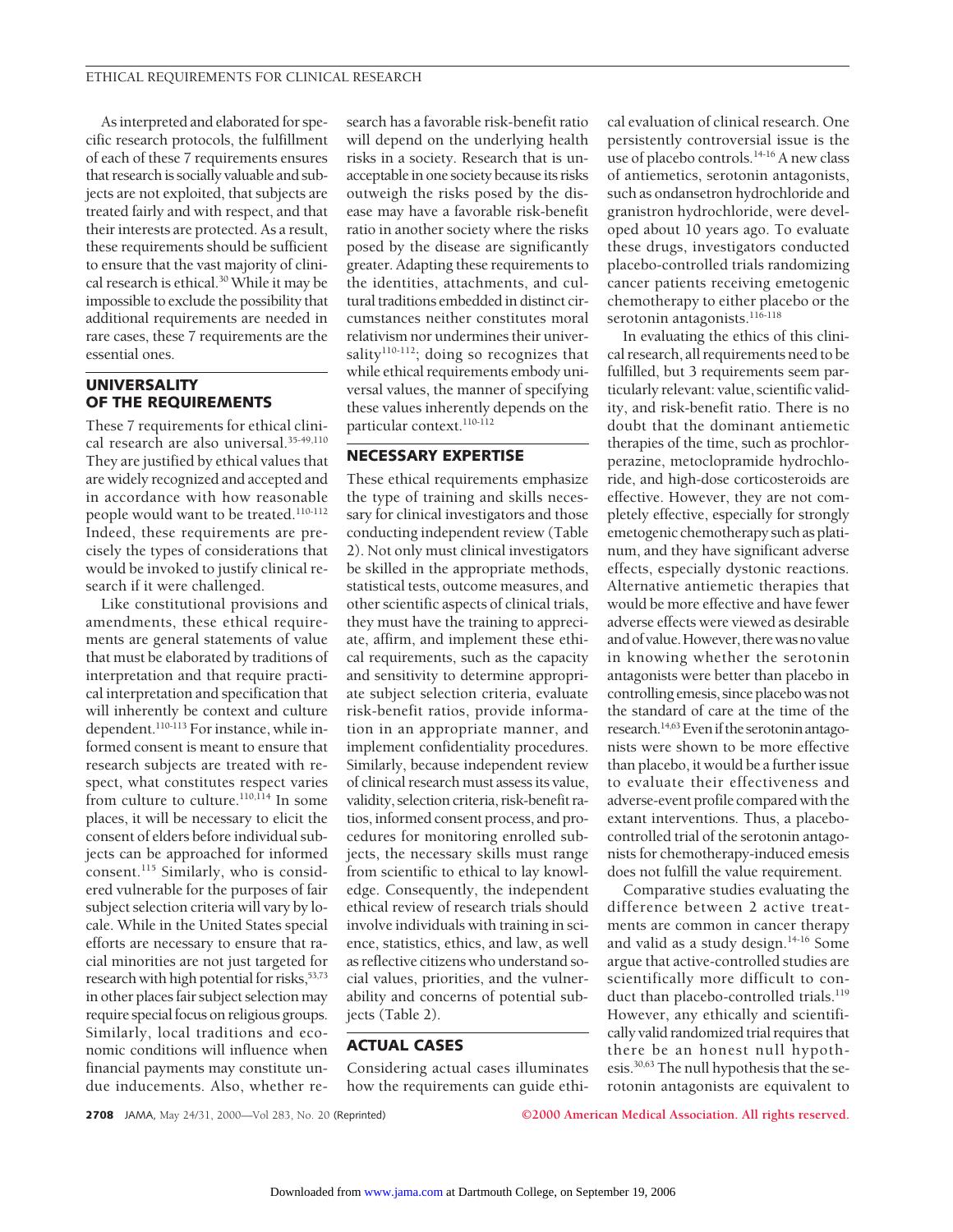As interpreted and elaborated for specific research protocols, the fulfillment of each of these 7 requirements ensures that research is socially valuable and subjects are not exploited, that subjects are treated fairly and with respect, and that their interests are protected. As a result, these requirements should be sufficient to ensure that the vast majority of clinical research is ethical.[30] While it may be impossible to exclude the possibility that additional requirements are needed in rare cases, these 7 requirements are the essential ones.

## UNIVERSALITY OF THE REQUIREMENTS

These 7 requirements for ethical clinical research are also universal.[35-49,110] They are justified by ethical values that are widely recognized and accepted and in accordance with how reasonable people would want to be treated.[110-112] Indeed, these requirements are precisely the types of considerations that would be invoked to justify clinical research if it were challenged.

Like constitutional provisions and amendments, these ethical requirements are general statements of value that must be elaborated by traditions of interpretation and that require practical interpretation and specification that will inherently be context and culture dependent.[110-113] For instance, while informed consent is meant to ensure that research subjects are treated with respect, what constitutes respect varies from culture to culture.[110,114] In some places, it will be necessary to elicit the consent of elders before individual subjects can be approached for informed consent.[115] Similarly, who is considered vulnerable for the purposes of fair subject selection criteria will vary by locale. While in the United States special efforts are necessary to ensure that racial minorities are not just targeted for research with high potential for risks,[53,73] in other places fair subject selection may require special focus on religious groups. Similarly, local traditions and economic conditions will influence when financial payments may constitute undue inducements. Also, whether research has a favorable risk-benefit ratio will depend on the underlying health risks in a society. Research that is unacceptable in one society because its risks outweigh the risks posed by the disease may have a favorable risk-benefit ratio in another society where the risks posed by the disease are significantly greater. Adapting these requirements to the identities, attachments, and cultural traditions embedded in distinct circumstances neither constitutes moral relativism nor undermines their universality[110-112]; doing so recognizes that while ethical requirements embody universal values, the manner of specifying these values inherently depends on the particular context.[110-112]

## NECESSARY EXPERTISE

These ethical requirements emphasize the type of training and skills necessary for clinical investigators and those conducting independent review (Table 2). Not only must clinical investigators be skilled in the appropriate methods, statistical tests, outcome measures, and other scientific aspects of clinical trials, they must have the training to appreciate, affirm, and implement these ethical requirements, such as the capacity and sensitivity to determine appropriate subject selection criteria, evaluate risk-benefit ratios, provide information in an appropriate manner, and implement confidentiality procedures. Similarly, because independent review of clinical research must assess its value, validity, selection criteria, risk-benefit ratios, informed consent process, and procedures for monitoring enrolled subjects, the necessary skills must range from scientific to ethical to lay knowledge. Consequently, the independent ethical review of research trials should involve individuals with training in science, statistics, ethics, and law, as well as reflective citizens who understand social values, priorities, and the vulnerability and concerns of potential subjects (Table 2).

## ACTUAL CASES

Considering actual cases illuminates how the requirements can guide ethical evaluation of clinical research. One persistently controversial issue is the use of placebo controls.[14-16] A new class of antiemetics, serotonin antagonists, such as ondansetron hydrochloride and granistron hydrochloride, were developed about 10 years ago. To evaluate these drugs, investigators conducted placebo-controlled trials randomizing cancer patients receiving emetogenic chemotherapy to either placebo or the serotonin antagonists.[116-118]

In evaluating the ethics of this clinical research, all requirements need to be fulfilled, but 3 requirements seem particularly relevant: value, scientific validity, and risk-benefit ratio. There is no doubt that the dominant antiemetic therapies of the time, such as prochlorperazine, metoclopramide hydrochloride, and high-dose corticosteroids are effective. However, they are not completely effective, especially for strongly emetogenic chemotherapy such as platinum, and they have significant adverse effects, especially dystonic reactions. Alternative antiemetic therapies that would be more effective and have fewer adverse effects were viewed as desirable and of value. However, there was no value in knowing whether the serotonin antagonists were better than placebo in controlling emesis, since placebo was not the standard of care at the time of the research.[14,63] Even if the serotonin antagonists were shown to be more effective than placebo, it would be a further issue to evaluate their effectiveness and adverse-event profile compared with the extant interventions. Thus, a placebo-controlled trial of the serotonin antagonists for chemotherapy-induced emesis does not fulfill the value requirement.

Comparative studies evaluating the difference between 2 active treatments are common in cancer therapy and valid as a study design.[14-16] Some argue that active-controlled studies are scientifically more difficult to conduct than placebo-controlled trials.[119] However, any ethically and scientifically valid randomized trial requires that there be an honest null hypothesis.[30,63] The null hypothesis that the serotonin antagonists are equivalent to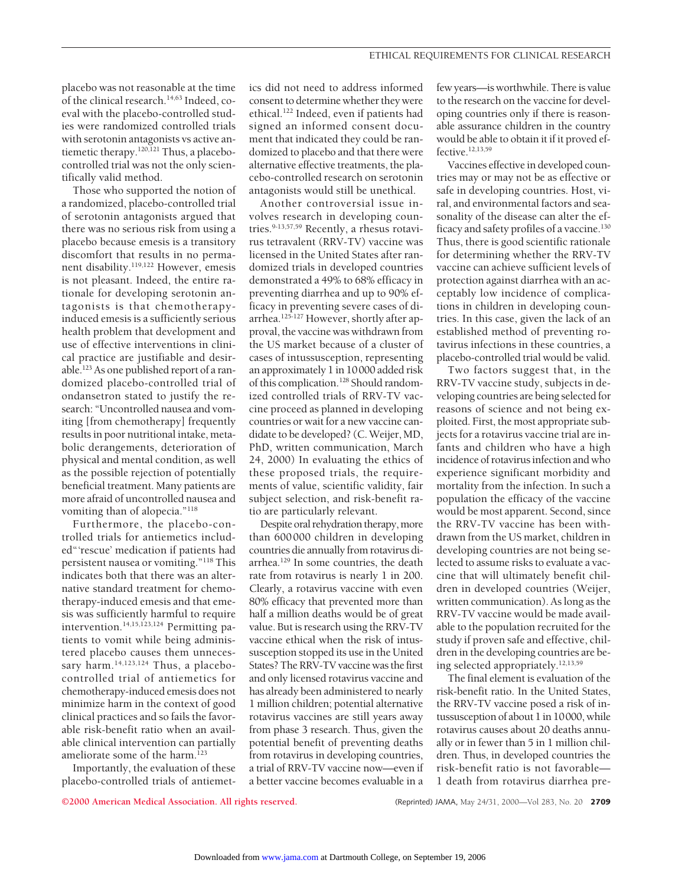placebo was not reasonable at the time of the clinical research.[14,63] Indeed, coeval with the placebo-controlled studies were randomized controlled trials with serotonin antagonists vs active antiemetic therapy.[120,121] Thus, a placebo-controlled trial was not the only scientifically valid method.

Those who supported the notion of a randomized, placebo-controlled trial of serotonin antagonists argued that there was no serious risk from using a placebo because emesis is a transitory discomfort that results in no permanent disability.[119,122] However, emesis is not pleasant. Indeed, the entire rationale for developing serotonin antagonists is that chemotherapy-induced emesis is a sufficiently serious health problem that development and use of effective interventions in clinical practice are justifiable and desirable.[123] As one published report of a randomized placebo-controlled trial of ondansetron stated to justify the research: "Uncontrolled nausea and vomiting [from chemotherapy] frequently results in poor nutritional intake, metabolic derangements, deterioration of physical and mental condition, as well as the possible rejection of potentially beneficial treatment. Many patients are more afraid of uncontrolled nausea and vomiting than of alopecia."[118]

Furthermore, the placebo-controlled trials for antiemetics included "'rescue' medication if patients had persistent nausea or vomiting."[118] This indicates both that there was an alternative standard treatment for chemotherapy-induced emesis and that emesis was sufficiently harmful to require intervention.[14,15,123,124] Permitting patients to vomit while being administered placebo causes them unnecessary harm.[14,123,124] Thus, a placebo-controlled trial of antiemetics for chemotherapy-induced emesis does not minimize harm in the context of good clinical practices and so fails the favorable risk-benefit ratio when an available clinical intervention can partially ameliorate some of the harm.[123]

Importantly, the evaluation of these placebo-controlled trials of antiemetics did not need to address informed consent to determine whether they were ethical.[122] Indeed, even if patients had signed an informed consent document that indicated they could be randomized to placebo and that there were alternative effective treatments, the placebo-controlled research on serotonin antagonists would still be unethical.

Another controversial issue involves research in developing countries.[9-13,57,59] Recently, a rhesus rotavirus tetravalent (RRV-TV) vaccine was licensed in the United States after randomized trials in developed countries demonstrated a 49% to 68% efficacy in preventing diarrhea and up to 90% efficacy in preventing severe cases of diarrhea.[125-127] However, shortly after approval, the vaccine was withdrawn from the US market because of a cluster of cases of intussusception, representing an approximately 1 in 10 000 added risk of this complication.[128] Should randomized controlled trials of RRV-TV vaccine proceed as planned in developing countries or wait for a new vaccine candidate to be developed? (C. Weijer, MD, PhD, written communication, March 24, 2000) In evaluating the ethics of these proposed trials, the requirements of value, scientific validity, fair subject selection, and risk-benefit ratio are particularly relevant.

Despite oral rehydration therapy, more than 600 000 children in developing countries die annually from rotavirus diarrhea.[129] In some countries, the death rate from rotavirus is nearly 1 in 200. Clearly, a rotavirus vaccine with even 80% efficacy that prevented more than half a million deaths would be of great value. But is research using the RRV-TV vaccine ethical when the risk of intussusception stopped its use in the United States? The RRV-TV vaccine was the first and only licensed rotavirus vaccine and has already been administered to nearly 1 million children; potential alternative rotavirus vaccines are still years away from phase 3 research. Thus, given the potential benefit of preventing deaths from rotavirus in developing countries, a trial of RRV-TV vaccine now—even if a better vaccine becomes evaluable in a few years—is worthwhile. There is value to the research on the vaccine for developing countries only if there is reasonable assurance children in the country would be able to obtain it if it proved effective.[12,13,59]

Vaccines effective in developed countries may or may not be as effective or safe in developing countries. Host, viral, and environmental factors and seasonality of the disease can alter the efficacy and safety profiles of a vaccine.[130] Thus, there is good scientific rationale for determining whether the RRV-TV vaccine can achieve sufficient levels of protection against diarrhea with an acceptably low incidence of complications in children in developing countries. In this case, given the lack of an established method of preventing rotavirus infections in these countries, a placebo-controlled trial would be valid.

Two factors suggest that, in the RRV-TV vaccine study, subjects in developing countries are being selected for reasons of science and not being exploited. First, the most appropriate subjects for a rotavirus vaccine trial are infants and children who have a high incidence of rotavirus infection and who experience significant morbidity and mortality from the infection. In such a population the efficacy of the vaccine would be most apparent. Second, since the RRV-TV vaccine has been withdrawn from the US market, children in developing countries are not being selected to assume risks to evaluate a vaccine that will ultimately benefit children in developed countries (Weijer, written communication). As long as the RRV-TV vaccine would be made available to the population recruited for the study if proven safe and effective, children in the developing countries are being selected appropriately.[12,13,59]

The final element is evaluation of the risk-benefit ratio. In the United States, the RRV-TV vaccine posed a risk of intussusception of about 1 in 10 000, while rotavirus causes about 20 deaths annually or in fewer than 5 in 1 million children. Thus, in developed countries the risk-benefit ratio is not favorable—1 death from rotavirus diarrhea pre-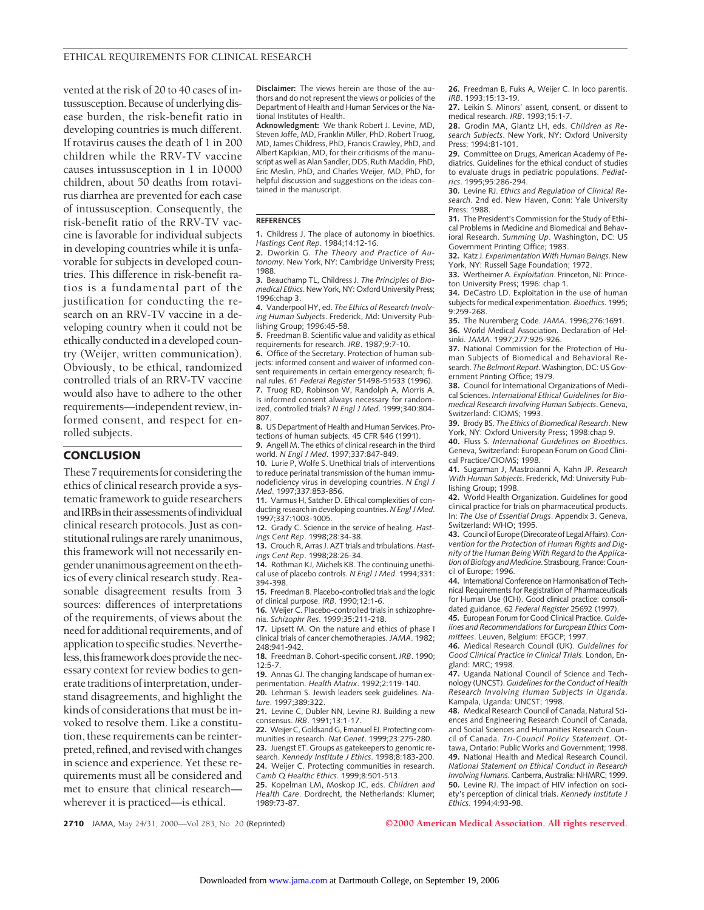vented at the risk of 20 to 40 cases of intussusception. Because of underlying disease burden, the risk-benefit ratio in developing countries is much different. If rotavirus causes the death of 1 in 200 children while the RRV-TV vaccine causes intussusception in 1 in 10000 children, about 50 deaths from rotavirus diarrhea are prevented for each case of intussusception. Consequently, the risk-benefit ratio of the RRV-TV vaccine is favorable for individual subjects in developing countries while it is unfavorable for subjects in developed countries. This difference in risk-benefit ratios is a fundamental part of the justification for conducting the research on an RRV-TV vaccine in a developing country when it could not be ethically conducted in a developed country (Weijer, written communication). Obviously, to be ethical, randomized controlled trials of an RRV-TV vaccine would also have to adhere to the other requirements—independent review, informed consent, and respect for enrolled subjects.

## CONCLUSION

These 7 requirements for considering the ethics of clinical research provide a systematic framework to guide researchers and IRBs in their assessments of individual clinical research protocols. Just as constitutional rulings are rarely unanimous, this framework will not necessarily engender unanimous agreement on the ethics of every clinical research study. Reasonable disagreement results from 3 sources: differences of interpretations of the requirements, of views about the need for additional requirements, and of application to specific studies. Nevertheless, this framework does provide the necessary context for review bodies to generate traditions of interpretation, understand disagreements, and highlight the kinds of considerations that must be invoked to resolve them. Like a constitution, these requirements can be reinterpreted, refined, and revised with changes in science and experience. Yet these requirements must all be considered and met to ensure that clinical research—wherever it is practiced—is ethical.

**Disclaimer:** The views herein are those of the authors and do not represent the views or policies of the Department of Health and Human Services or the National Institutes of Health.

**Acknowledgment:** We thank Robert J. Levine, MD, Steven Joffe, MD, Franklin Miller, PhD, Robert Truog, MD, James Childress, PhD, Francis Crawley, PhD, and Albert Kapikian, MD, for their criticisms of the manuscript as well as Alan Sandler, DDS, Ruth Macklin, PhD, Eric Meslin, PhD, and Charles Weijer, MD, PhD, for helpful discussion and suggestions on the ideas contained in the manuscript.

## REFERENCES

1. Childress J. The place of autonomy in bioethics. *Hastings Cent Rep*. 1984;14:12-16.
2. Dworkin G. *The Theory and Practice of Autonomy*. New York, NY: Cambridge University Press; 1988.
3. Beauchamp TL, Childress J. *The Principles of Biomedical Ethics*. New York, NY: Oxford University Press; 1996:chap 3.
4. Vanderpool HY, ed. *The Ethics of Research Involving Human Subjects*. Frederick, Md: University Publishing Group; 1996:45-58.
5. Freedman B. Scientific value and validity as ethical requirements for research. *IRB*. 1987;9:7-10.
6. Office of the Secretary. Protection of human subjects: informed consent and waiver of informed consent requirements in certain emergency research; final rules. 61 *Federal Register* 51498-51533 (1996).
7. Truog RD, Robinson W, Randolph A, Morris A. Is informed consent always necessary for randomized, controlled trials? *N Engl J Med*. 1999;340:804-807.
8. US Department of Health and Human Services. Protections of human subjects. 45 CFR §46 (1991).
9. Angell M. The ethics of clinical research in the third world. *N Engl J Med*. 1997;337:847-849.
10. Lurie P, Wolfe S. Unethical trials of interventions to reduce perinatal transmission of the human immunodeficiency virus in developing countries. *N Engl J Med*. 1997;337:853-856.
11. Varmus H, Satcher D. Ethical complexities of conducting research in developing countries. *N Engl J Med*. 1997;337:1003-1005.
12. Grady C. Science in the service of healing. *Hastings Cent Rep*. 1998;28:34-38.
13. Crouch R, Arras J. AZT trials and tribulations. *Hastings Cent Rep*. 1998;28:26-34.
14. Rothman KJ, Michels KB. The continuing unethical use of placebo controls. *N Engl J Med*. 1994;331:394-398.
15. Freedman B. Placebo-controlled trials and the logic of clinical purpose. *IRB*. 1990;12:1-6.
16. Weijer C. Placebo-controlled trials in schizophrenia. *Schizophr Res*. 1999;35:211-218.
17. Lipsett M. On the nature and ethics of phase I clinical trials of cancer chemotherapies. *JAMA*. 1982;248:941-942.
18. Freedman B. Cohort-specific consent. *IRB*. 1990;12:5-7.
19. Annas GJ. The changing landscape of human experimentation. *Health Matrix*. 1992;2:119-140.
20. Lehrman S. Jewish leaders seek guidelines. *Nature*. 1997;389:322.
21. Levine C, Dubler NN, Levine RJ. Building a new consensus. *IRB*. 1991;13:1-17.
22. Weijer C, Goldsand G, Emanuel EJ. Protecting communities in research. *Nat Genet*. 1999;23:275-280.
23. Juengst ET. Groups as gatekeepers to genomic research. *Kennedy Institute J Ethics*. 1998;8:183-200.
24. Weijer C. Protecting communities in research. *Camb Q Healthc Ethics*. 1999;8:501-513.
25. Kopelman LM, Moskop JC, eds. *Children and Health Care*. Dordrecht, the Netherlands: Klumer; 1989:73-87.
26. Freedman B, Fuks A, Weijer C. In loco parentis. *IRB*. 1993;15:13-19.
27. Leikin S. Minors' assent, consent, or dissent to medical research. *IRB*. 1993;15:1-7.
28. Grodin MA, Glantz LH, eds. *Children as Research Subjects*. New York, NY: Oxford University Press; 1994:81-101.
29. Committee on Drugs, American Academy of Pediatrics. Guidelines for the ethical conduct of studies to evaluate drugs in pediatric populations. *Pediatrics*. 1995;95:286-294.
30. Levine RJ. *Ethics and Regulation of Clinical Research*. 2nd ed. New Haven, Conn: Yale University Press; 1988.
31. The President's Commission for the Study of Ethical Problems in Medicine and Biomedical and Behavioral Research. *Summing Up*. Washington, DC: US Government Printing Office; 1983.
32. Katz J. *Experimentation With Human Beings*. New York, NY: Russell Sage Foundation; 1972.
33. Wertheimer A. *Exploitation*. Princeton, NJ: Princeton University Press; 1996: chap 1.
34. DeCastro LD. Exploitation in the use of human subjects for medical experimentation. *Bioethics*. 1995;9:259-268.
35. The Nuremberg Code. *JAMA*. 1996;276:1691.
36. World Medical Association. Declaration of Helsinki. *JAMA*. 1997;277:925-926.
37. National Commission for the Protection of Human Subjects of Biomedical and Behavioral Research. *The Belmont Report*. Washington, DC: US Government Printing Office; 1979.
38. Council for International Organizations of Medical Sciences. *International Ethical Guidelines for Biomedical Research Involving Human Subjects*. Geneva, Switzerland: CIOMS; 1993.
39. Brody BS. *The Ethics of Biomedical Research*. New York, NY: Oxford University Press; 1998:chap 9.
40. Fluss S. *International Guidelines on Bioethics*. Geneva, Switzerland: European Forum on Good Clinical Practice/CIOMS; 1998.
41. Sugarman J, Mastroianni A, Kahn JP. *Research With Human Subjects*. Frederick, Md: University Publishing Group; 1998.
42. World Health Organization. Guidelines for good clinical practice for trials on pharmaceutical products. In: *The Use of Essential Drugs*. Appendix 3. Geneva, Switzerland: WHO; 1995.
43. Council of Europe (Direcorate of Legal Affairs). *Convention for the Protection of Human Rights and Dignity of the Human Being With Regard to the Application of Biology and Medicine*. Strasbourg, France: Council of Europe; 1996.
44. International Conference on Harmonisation of Technical Requirements for Registration of Pharmaceuticals for Human Use (ICH). Good clinical practice: consolidated guidance, 62 *Federal Register* 25692 (1997).
45. European Forum for Good Clinical Practice. *Guidelines and Recommendations for European Ethics Committees*. Leuven, Belgium: EFGCP; 1997.
46. Medical Research Council (UK). *Guidelines for Good Clinical Practice in Clinical Trials*. London, England: MRC; 1998.
47. Uganda National Council of Science and Technology (UNCST). *Guidelines for the Conduct of Health Research Involving Human Subjects in Uganda*. Kampala, Uganda: UNCST; 1998.
48. Medical Research Council of Canada, Natural Sciences and Engineering Research Council of Canada, and Social Sciences and Humanities Research Council of Canada. *Tri-Council Policy Statement*. Ottawa, Ontario: Public Works and Government; 1998.
49. National Health and Medical Research Council. *National Statement on Ethical Conduct in Research Involving Humans*. Canberra, Australia: NHMRC; 1999.
50. Levine RJ. The impact of HIV infection on society's perception of clinical trials. *Kennedy Institute J Ethics.* 1994;4:93-98.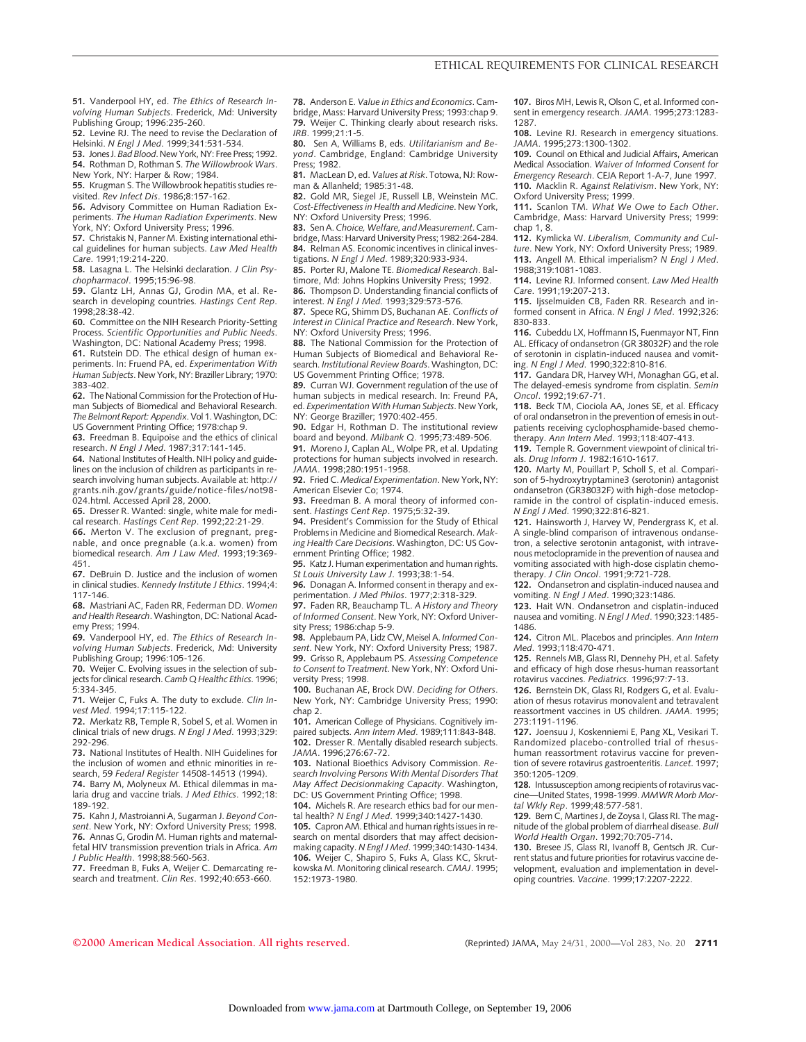51. Vanderpool HY, ed. *The Ethics of Research Involving Human Subjects*. Frederick, Md: University Publishing Group; 1996:235-260.

52. Levine RJ. The need to revise the Declaration of Helsinki. *N Engl J Med*. 1999;341:531-534.

53. Jones J. *Bad Blood*. New York, NY: Free Press; 1992.

54. Rothman D, Rothman S. *The Willowbrook Wars*. New York, NY: Harper & Row; 1984.

55. Krugman S. The Willowbrook hepatitis studies revisited. *Rev Infect Dis*. 1986;8:157-162.

56. Advisory Committee on Human Radiation Experiments. *The Human Radiation Experiments*. New York, NY: Oxford University Press; 1996.

57. Christakis N, Panner M. Existing international ethical guidelines for human subjects. *Law Med Health Care*. 1991;19:214-220.

58. Lasagna L. The Helsinki declaration. *J Clin Psychopharmacol*. 1995;15:96-98.

59. Glantz LH, Annas GJ, Grodin MA, et al. Research in developing countries. *Hastings Cent Rep*. 1998;28:38-42.

60. Committee on the NIH Research Priority-Setting Process. *Scientific Opportunities and Public Needs*. Washington, DC: National Academy Press; 1998.

61. Rutstein DD. The ethical design of human experiments. In: Fruend PA, ed. *Experimentation With Human Subjects*. New York, NY: Braziller Library; 1970: 383-402.

62. The National Commission for the Protection of Human Subjects of Biomedical and Behavioral Research. *The Belmont Report: Appendix*. Vol 1. Washington, DC: US Government Printing Office; 1978:chap 9.

63. Freedman B. Equipoise and the ethics of clinical research. *N Engl J Med*. 1987;317:141-145.

64. National Institutes of Health. NIH policy and guidelines on the inclusion of children as participants in research involving human subjects. Available at: http://grants.nih.gov/grants/guide/notice-files/not98-024.html. Accessed April 28, 2000.

65. Dresser R. Wanted: single, white male for medical research. *Hastings Cent Rep*. 1992;22:21-29.

66. Merton V. The exclusion of pregnant, pregnable, and once pregnable (a.k.a. women) from biomedical research. *Am J Law Med*. 1993;19:369-451.

67. DeBruin D. Justice and the inclusion of women in clinical studies. *Kennedy Institute J Ethics*. 1994;4: 117-146.

68. Mastriani AC, Faden RR, Federman DD. *Women and Health Research*. Washington, DC: National Academy Press; 1994.

69. Vanderpool HY, ed. *The Ethics of Research Involving Human Subjects*. Frederick, Md: University Publishing Group; 1996:105-126.

70. Weijer C. Evolving issues in the selection of subjects for clinical research. *Camb Q Healthc Ethics*. 1996; 5:334-345.

71. Weijer C, Fuks A. The duty to exclude. *Clin Invest Med*. 1994;17:115-122.

72. Merkatz RB, Temple R, Sobel S, et al. Women in clinical trials of new drugs. *N Engl J Med*. 1993;329: 292-296.

73. National Institutes of Health. NIH Guidelines for the inclusion of women and ethnic minorities in research, 59 *Federal Register* 14508-14513 (1994).

74. Barry M, Molyneux M. Ethical dilemmas in malaria drug and vaccine trials. *J Med Ethics*. 1992;18: 189-192.

75. Kahn J, Mastroianni A, Sugarman J. *Beyond Consent*. New York, NY: Oxford University Press; 1998.

76. Annas G, Grodin M. Human rights and maternal-fetal HIV transmission prevention trials in Africa. *Am J Public Health*. 1998;88:560-563.

77. Freedman B, Fuks A, Weijer C. Demarcating research and treatment. *Clin Res*. 1992;40:653-660.

78. Anderson E. *Value in Ethics and Economics*. Cambridge, Mass: Harvard University Press; 1993:chap 9.

79. Weijer C. Thinking clearly about research risks. *IRB*. 1999;21:1-5.

80. Sen A, Williams B, eds. *Utilitarianism and Beyond*. Cambridge, England: Cambridge University Press; 1982.

81. MacLean D, ed. *Values at Risk*. Totowa, NJ: Rowman & Allanheld; 1985:31-48.

82. Gold MR, Siegel JE, Russell LB, Weinstein MC. *Cost-Effectiveness in Health and Medicine*. New York, NY: Oxford University Press; 1996.

83. Sen A. *Choice, Welfare, and Measurement*. Cambridge, Mass: Harvard University Press; 1982:264-284.

84. Relman AS. Economic incentives in clinical investigations. *N Engl J Med*. 1989;320:933-934.

85. Porter RJ, Malone TE. *Biomedical Research*. Baltimore, Md: Johns Hopkins University Press; 1992.

86. Thompson D. Understanding financial conflicts of interest. *N Engl J Med*. 1993;329:573-576.

87. Spece RG, Shimm DS, Buchanan AE. *Conflicts of Interest in Clinical Practice and Research*. New York, NY: Oxford University Press; 1996.

88. The National Commission for the Protection of Human Subjects of Biomedical and Behavioral Research. *Institutional Review Boards*. Washington, DC: US Government Printing Office; 1978.

89. Curran WJ. Government regulation of the use of human subjects in medical research. In: Freund PA, ed. *Experimentation With Human Subjects*. New York, NY: George Braziller; 1970:402-455.

90. Edgar H, Rothman D. The institutional review board and beyond. *Milbank Q*. 1995;73:489-506.

91. Moreno J, Caplan AL, Wolpe PR, et al. Updating protections for human subjects involved in research. *JAMA*. 1998;280:1951-1958.

92. Fried C. *Medical Experimentation*. New York, NY: American Elsevier Co; 1974.

93. Freedman B. A moral theory of informed consent. *Hastings Cent Rep*. 1975;5:32-39.

94. President's Commission for the Study of Ethical Problems in Medicine and Biomedical Research. *Making Health Care Decisions*. Washington, DC: US Government Printing Office; 1982.

95. Katz J. Human experimentation and human rights. *St Louis University Law J*. 1993;38:1-54.

96. Donagan A. Informed consent in therapy and experimentation. *J Med Philos*. 1977;2:318-329.

97. Faden RR, Beauchamp TL. *A History and Theory of Informed Consent*. New York, NY: Oxford University Press; 1986:chap 5-9.

98. Applebaum PA, Lidz CW, Meisel A. *Informed Consent*. New York, NY: Oxford University Press; 1987.

99. Grisso R, Applebaum PS. *Assessing Competence to Consent to Treatment*. New York, NY: Oxford University Press; 1998.

100. Buchanan AE, Brock DW. *Deciding for Others*. New York, NY: Cambridge University Press; 1990: chap 2.

101. American College of Physicians. Cognitively impaired subjects. *Ann Intern Med*. 1989;111:843-848.

102. Dresser R. Mentally disabled research subjects. *JAMA*. 1996;276:67-72.

103. National Bioethics Advisory Commission. *Research Involving Persons With Mental Disorders That May Affect Decisionmaking Capacity*. Washington, DC: US Government Printing Office; 1998.

104. Michels R. Are research ethics bad for our mental health? *N Engl J Med*. 1999;340:1427-1430.

105. Capron AM. Ethical and human rights issues in research on mental disorders that may affect decision-making capacity. *N Engl J Med*. 1999;340:1430-1434.

106. Weijer C, Shapiro S, Fuks A, Glass KC, Skrutkowska M. Monitoring clinical research. *CMAJ*. 1995; 152:1973-1980.

107. Biros MH, Lewis R, Olson C, et al. Informed consent in emergency research. *JAMA*. 1995;273:1283-1287.

108. Levine RJ. Research in emergency situations. *JAMA*. 1995;273:1300-1302.

109. Council on Ethical and Judicial Affairs, American Medical Association. *Waiver of Informed Consent for Emergency Research*. CEJA Report 1-A-7, June 1997.

110. Macklin R. *Against Relativism*. New York, NY: Oxford University Press; 1999.

111. Scanlon TM. *What We Owe to Each Other*. Cambridge, Mass: Harvard University Press; 1999: chap 1, 8.

112. Kymlicka W. *Liberalism, Community and Culture*. New York, NY: Oxford University Press; 1989.

113. Angell M. Ethical imperialism? *N Engl J Med*. 1988;319:1081-1083.

114. Levine RJ. Informed consent. *Law Med Health Care*. 1991;19:207-213.

115. Ijsselmuiden CB, Faden RR. Research and informed consent in Africa. *N Engl J Med*. 1992;326: 830-833.

116. Cubeddu LX, Hoffmann IS, Fuenmayor NT, Finn AL. Efficacy of ondansetron (GR 38032F) and the role of serotonin in cisplatin-induced nausea and vomiting. *N Engl J Med*. 1990;322:810-816.

117. Gandara DR, Harvey WH, Monaghan GG, et al. The delayed-emesis syndrome from cisplatin. *Semin Oncol*. 1992;19:67-71.

118. Beck TM, Ciociola AA, Jones SE, et al. Efficacy of oral ondansetron in the prevention of emesis in outpatients receiving cyclophosphamide-based chemotherapy. *Ann Intern Med*. 1993;118:407-413.

119. Temple R. Government viewpoint of clinical trials. *Drug Inform J*. 1982:1610-1617.

120. Marty M, Pouillart P, Scholl S, et al. Comparison of 5-hydroxytryptamine3 (serotonin) antagonist ondansetron (GR38032F) with high-dose metoclopramide in the control of cisplatin-induced emesis. *N Engl J Med*. 1990;322:816-821.

121. Hainsworth J, Harvey W, Pendergrass K, et al. A single-blind comparison of intravenous ondansetron, a selective serotonin antagonist, with intravenous metoclopramide in the prevention of nausea and vomiting associated with high-dose cisplatin chemotherapy. *J Clin Oncol*. 1991;9:721-728.

122. Ondansetron and cisplatin-induced nausea and vomiting. *N Engl J Med*. 1990;323:1486.

123. Hait WN. Ondansetron and cisplatin-induced nausea and vomiting. *N Engl J Med*. 1990;323:1485-1486.

124. Citron ML. Placebos and principles. *Ann Intern Med*. 1993;118:470-471.

125. Rennels MB, Glass RI, Dennehy PH, et al. Safety and efficacy of high dose rhesus-human reassortant rotavirus vaccines. *Pediatrics*. 1996;97:7-13.

126. Bernstein DK, Glass RI, Rodgers G, et al. Evaluation of rhesus rotavirus monovalent and tetravalent reassortment vaccines in US children. *JAMA*. 1995; 273:1191-1196.

127. Joensuu J, Koskenniemi E, Pang XL, Vesikari T. Randomized placebo-controlled trial of rhesus-human reassortment rotavirus vaccine for prevention of severe rotavirus gastroenteritis. *Lancet*. 1997; 350:1205-1209.

128. Intussusception among recipients of rotavirus vaccine—United States, 1998-1999. *MMWR Morb Mortal Wkly Rep*. 1999;48:577-581.

129. Bern C, Martines J, de Zoysa I, Glass RI. The magnitude of the global problem of diarrheal disease. *Bull World Health Organ*. 1992;70:705-714.

130. Bresee JS, Glass RI, Ivanoff B, Gentsch JR. Current status and future priorities for rotavirus vaccine development, evaluation and implementation in developing countries. *Vaccine*. 1999;17:2207-2222.